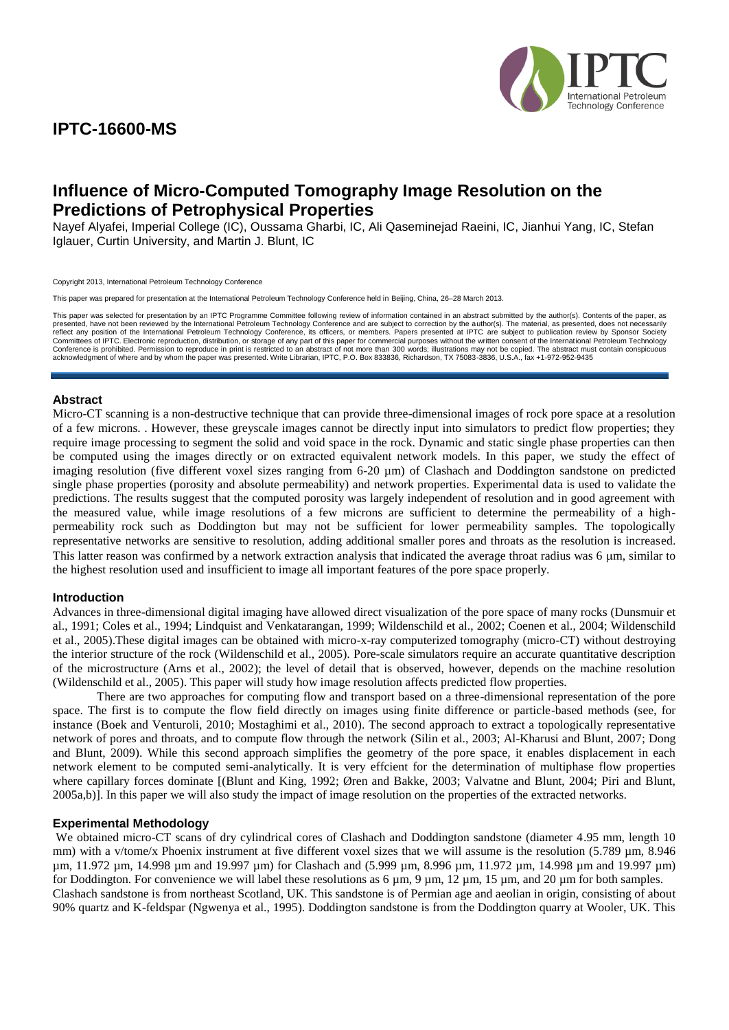# IPTC-16600-MS

## Influence of Micro-Computed Tomography Image Resolution on the Predictions of Petrophysical Properties

Nayef Alyafei, Imperial College (IC), Oussama Gharbi, IC, Ali Qaseminejad Raeini, IC, Jianhui Yang, IC, Stefan Iglauer, Curtin University, and Martin J. Blunt, IC

Copyright 2013, International Petroleum Technology Conference

This paper was prepared for presentation at the International Petroleum Technology Conference held in Beijing, China, 26–28 March 2013.

This paper was selected for presentation by an IPTC Programme Committee following review of information contained in an abstract submitted by the author(s). Contents of the paper, as presented, have not been reviewed by the International Petroleum Technology Conference and are subject to correction by the author(s). The material, as presented, does not necessarily reflect any position of the International Petroleum Technology Conference, its officers, or members. Papers presented at IPTC are subject to publication review by Sponsor Society Committees of IPTC. Electronic reproduction, distribution, or storage of any part of this paper for commercial purposes without the written consent of the International Petroleum Technology Conference is prohibited. Permission to reproduce in print is restricted to an abstract of not more than 300 words; illustrations may not be copied. The abstract must contain conspicuous acknowledgment of where and by whom the paper was presented. Write Librarian, IPTC, P.O. Box 833836, Richardson, TX 75083-3836, U.S.A., fax +1-972-952-9435

### Abstract

Micro-CT scanning is a non-destructive technique that can provide three-dimensional images of rock pore space at a resolution of a few microns. . However, these greyscale images cannot be directly input into simulators to predict flow properties; they require image processing to segment the solid and void space in the rock. Dynamic and static single phase properties can then be computed using the images directly or on extracted equivalent network models. In this paper, we study the effect of imaging resolution (five different voxel sizes ranging from 6-20 µm) of Clashach and Doddington sandstone on predicted single phase properties (porosity and absolute permeability) and network properties. Experimental data is used to validate the predictions. The results suggest that the computed porosity was largely independent of resolution and in good agreement with the measured value, while image resolutions of a few microns are sufficient to determine the permeability of a high-permeability rock such as Doddington but may not be sufficient for lower permeability samples. The topologically representative networks are sensitive to resolution, adding additional smaller pores and throats as the resolution is increased. This latter reason was confirmed by a network extraction analysis that indicated the average throat radius was 6 µm, similar to the highest resolution used and insufficient to image all important features of the pore space properly.

### Introduction

Advances in three-dimensional digital imaging have allowed direct visualization of the pore space of many rocks (Dunsmuir et al., 1991; Coles et al., 1994; Lindquist and Venkatarangan, 1999; Wildenschild et al., 2002; Coenen et al., 2004; Wildenschild et al., 2005).These digital images can be obtained with micro-x-ray computerized tomography (micro-CT) without destroying the interior structure of the rock (Wildenschild et al., 2005). Pore-scale simulators require an accurate quantitative description of the microstructure (Arns et al., 2002); the level of detail that is observed, however, depends on the machine resolution (Wildenschild et al., 2005). This paper will study how image resolution affects predicted flow properties.

There are two approaches for computing flow and transport based on a three-dimensional representation of the pore space. The first is to compute the flow field directly on images using finite difference or particle-based methods (see, for instance (Boek and Venturoli, 2010; Mostaghimi et al., 2010). The second approach to extract a topologically representative network of pores and throats, and to compute flow through the network (Silin et al., 2003; Al-Kharusi and Blunt, 2007; Dong and Blunt, 2009). While this second approach simplifies the geometry of the pore space, it enables displacement in each network element to be computed semi-analytically. It is very effcient for the determination of multiphase flow properties where capillary forces dominate [(Blunt and King, 1992; Øren and Bakke, 2003; Valvatne and Blunt, 2004; Piri and Blunt, 2005a,b)]. In this paper we will also study the impact of image resolution on the properties of the extracted networks.

### Experimental Methodology

We obtained micro-CT scans of dry cylindrical cores of Clashach and Doddington sandstone (diameter 4.95 mm, length 10 mm) with a v/tome/x Phoenix instrument at five different voxel sizes that we will assume is the resolution (5.789 µm, 8.946 µm, 11.972 µm, 14.998 µm and 19.997 µm) for Clashach and (5.999 µm, 8.996 µm, 11.972 µm, 14.998 µm and 19.997 µm) for Doddington. For convenience we will label these resolutions as 6 µm, 9 µm, 12 µm, 15 µm, and 20 µm for both samples.

Clashach sandstone is from northeast Scotland, UK. This sandstone is of Permian age and aeolian in origin, consisting of about 90% quartz and K-feldspar (Ngwenya et al., 1995). Doddington sandstone is from the Doddington quarry at Wooler, UK. This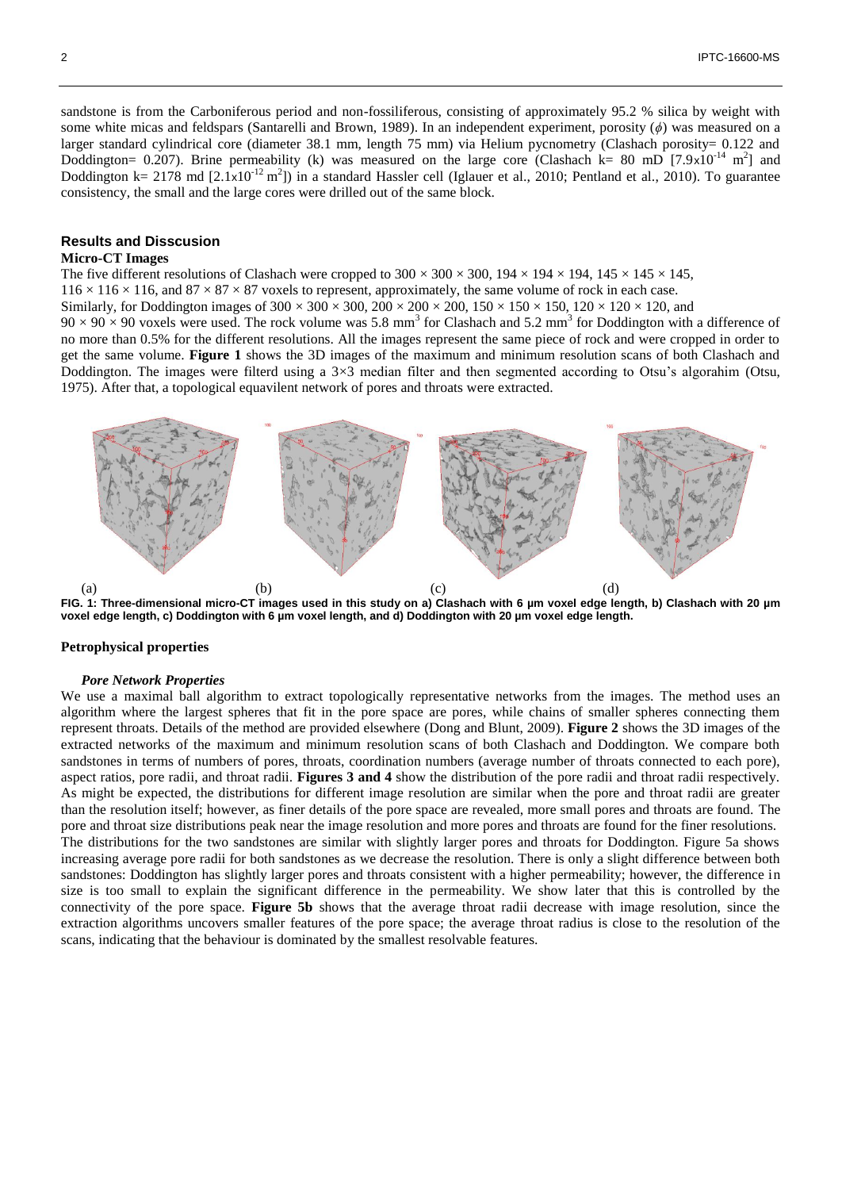sandstone is from the Carboniferous period and non-fossiliferous, consisting of approximately 95.2 % silica by weight with some white micas and feldspars (Santarelli and Brown, 1989). In an independent experiment, porosity ($\phi$) was measured on a larger standard cylindrical core (diameter 38.1 mm, length 75 mm) via Helium pycnometry (Clashach porosity= 0.122 and Doddington= 0.207). Brine permeability (k) was measured on the large core (Clashach k= 80 mD [$7.9x10^{-14}$ $m^2$] and Doddington k= 2178 md [$2.1x10^{-12}$ $m^2$]) in a standard Hassler cell (Iglauer et al., 2010; Pentland et al., 2010). To guarantee consistency, the small and the large cores were drilled out of the same block.

## Results and Disscusion

### Micro-CT Images

The five different resolutions of Clashach were cropped to $300 \times 300 \times 300$, $194 \times 194 \times 194$, $145 \times 145 \times 145$, $116 \times 116 \times 116$, and $87 \times 87 \times 87$ voxels to represent, approximately, the same volume of rock in each case.

Similarly, for Doddington images of $300 \times 300 \times 300$, $200 \times 200 \times 200$, $150 \times 150 \times 150$, $120 \times 120 \times 120$, and $90 \times 90 \times 90$ voxels were used. The rock volume was 5.8 $mm^3$ for Clashach and 5.2 $mm^3$ for Doddington with a difference of no more than 0.5% for the different resolutions. All the images represent the same piece of rock and were cropped in order to get the same volume. **Figure 1** shows the 3D images of the maximum and minimum resolution scans of both Clashach and Doddington. The images were filterd using a 3×3 median filter and then segmented according to Otsu's algorahim (Otsu, 1975). After that, a topological equavilent network of pores and throats were extracted.

(a) (b) (c) (d)

**FIG. 1: Three-dimensional micro-CT images used in this study on a) Clashach with 6 µm voxel edge length, b) Clashach with 20 µm voxel edge length, c) Doddington with 6 µm voxel length, and d) Doddington with 20 µm voxel edge length.**

### Petrophysical properties

#### *Pore Network Properties*

We use a maximal ball algorithm to extract topologically representative networks from the images. The method uses an algorithm where the largest spheres that fit in the pore space are pores, while chains of smaller spheres connecting them represent throats. Details of the method are provided elsewhere (Dong and Blunt, 2009). **Figure 2** shows the 3D images of the extracted networks of the maximum and minimum resolution scans of both Clashach and Doddington. We compare both sandstones in terms of numbers of pores, throats, coordination numbers (average number of throats connected to each pore), aspect ratios, pore radii, and throat radii. **Figures 3 and 4** show the distribution of the pore radii and throat radii respectively. As might be expected, the distributions for different image resolution are similar when the pore and throat radii are greater than the resolution itself; however, as finer details of the pore space are revealed, more small pores and throats are found. The pore and throat size distributions peak near the image resolution and more pores and throats are found for the finer resolutions. The distributions for the two sandstones are similar with slightly larger pores and throats for Doddington. Figure 5a shows increasing average pore radii for both sandstones as we decrease the resolution. There is only a slight difference between both sandstones: Doddington has slightly larger pores and throats consistent with a higher permeability; however, the difference in size is too small to explain the significant difference in the permeability. We show later that this is controlled by the connectivity of the pore space. **Figure 5b** shows that the average throat radii decrease with image resolution, since the extraction algorithms uncovers smaller features of the pore space; the average throat radius is close to the resolution of the scans, indicating that the behaviour is dominated by the smallest resolvable features.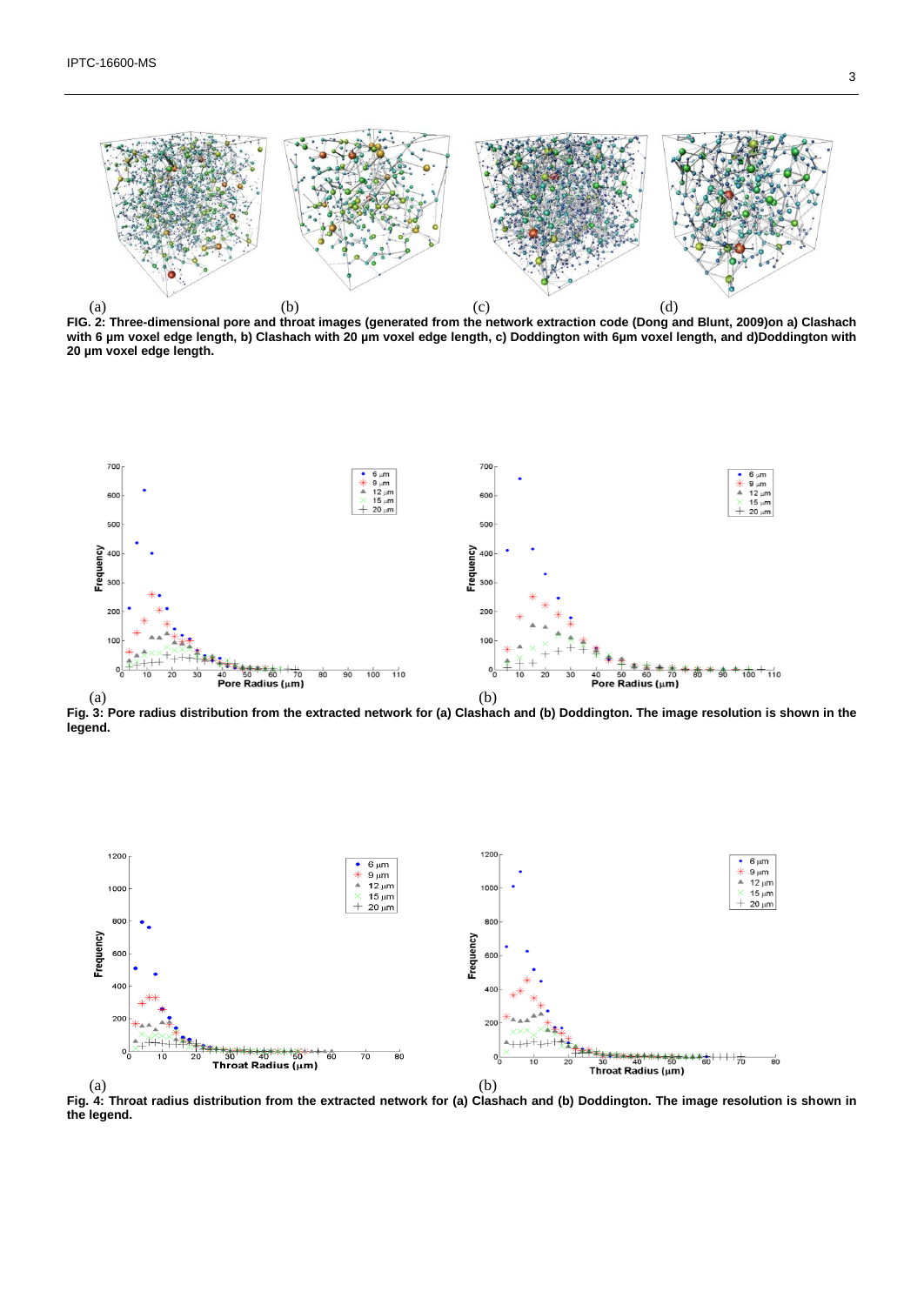(a) (b) (c) (d)

**FIG. 2: Three-dimensional pore and throat images (generated from the network extraction code (Dong and Blunt, 2009)on a) Clashach with 6 µm voxel edge length, b) Clashach with 20 µm voxel edge length, c) Doddington with 6µm voxel length, and d)Doddington with 20 µm voxel edge length.**

(a) (b)

**Fig. 3: Pore radius distribution from the extracted network for (a) Clashach and (b) Doddington. The image resolution is shown in the legend.**

(a) (b)

**Fig. 4: Throat radius distribution from the extracted network for (a) Clashach and (b) Doddington. The image resolution is shown in the legend.**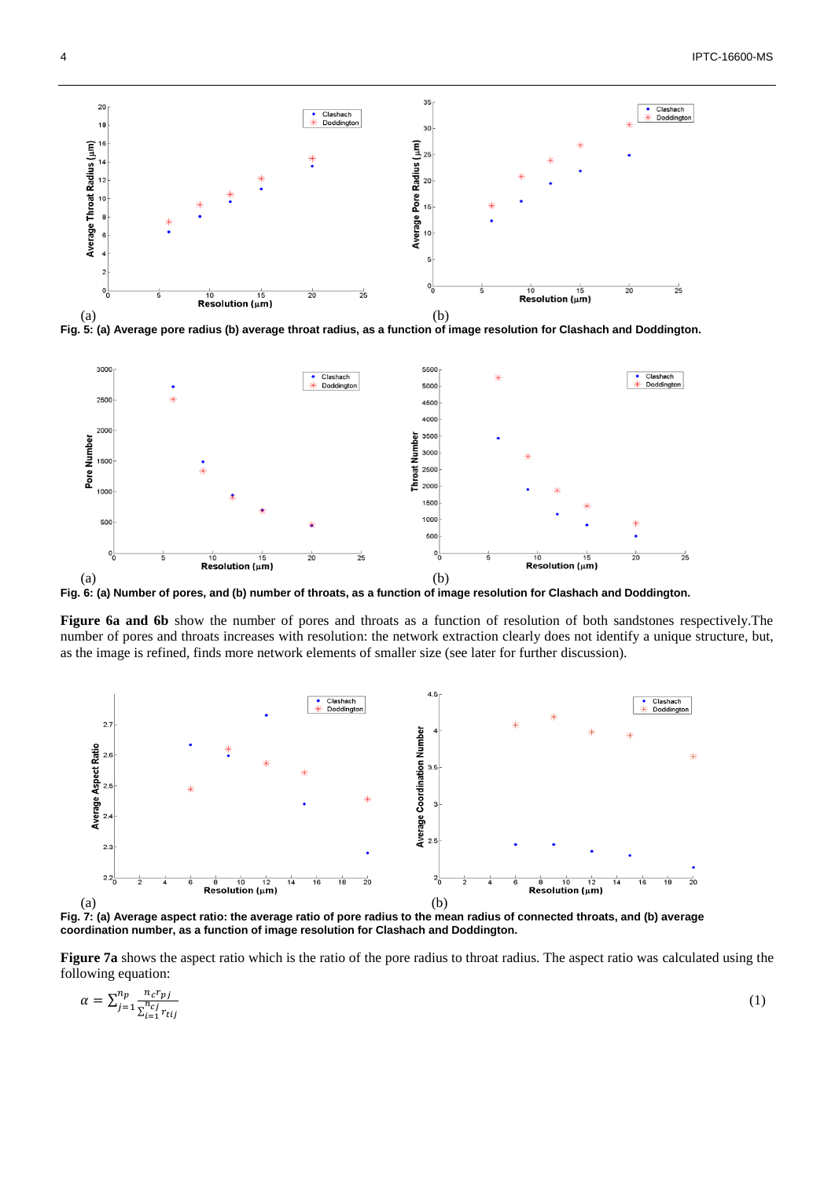(a) (b)

Fig. 5: (a) Average pore radius (b) average throat radius, as a function of image resolution for Clashach and Doddington.

(a) (b)

Fig. 6: (a) Number of pores, and (b) number of throats, as a function of image resolution for Clashach and Doddington.

**Figure 6a and 6b** show the number of pores and throats as a function of resolution of both sandstones respectively.The number of pores and throats increases with resolution: the network extraction clearly does not identify a unique structure, but, as the image is refined, finds more network elements of smaller size (see later for further discussion).

(a) (b)

Fig. 7: (a) Average aspect ratio: the average ratio of pore radius to the mean radius of connected throats, and (b) average coordination number, as a function of image resolution for Clashach and Doddington.

**Figure 7a** shows the aspect ratio which is the ratio of the pore radius to throat radius. The aspect ratio was calculated using the following equation:

$$\alpha = \sum_{j=1}^{n_p} \frac{n_c r_{pj}}{\sum_{i=1}^{n_{cj}} r_{tij}} \tag{1}$$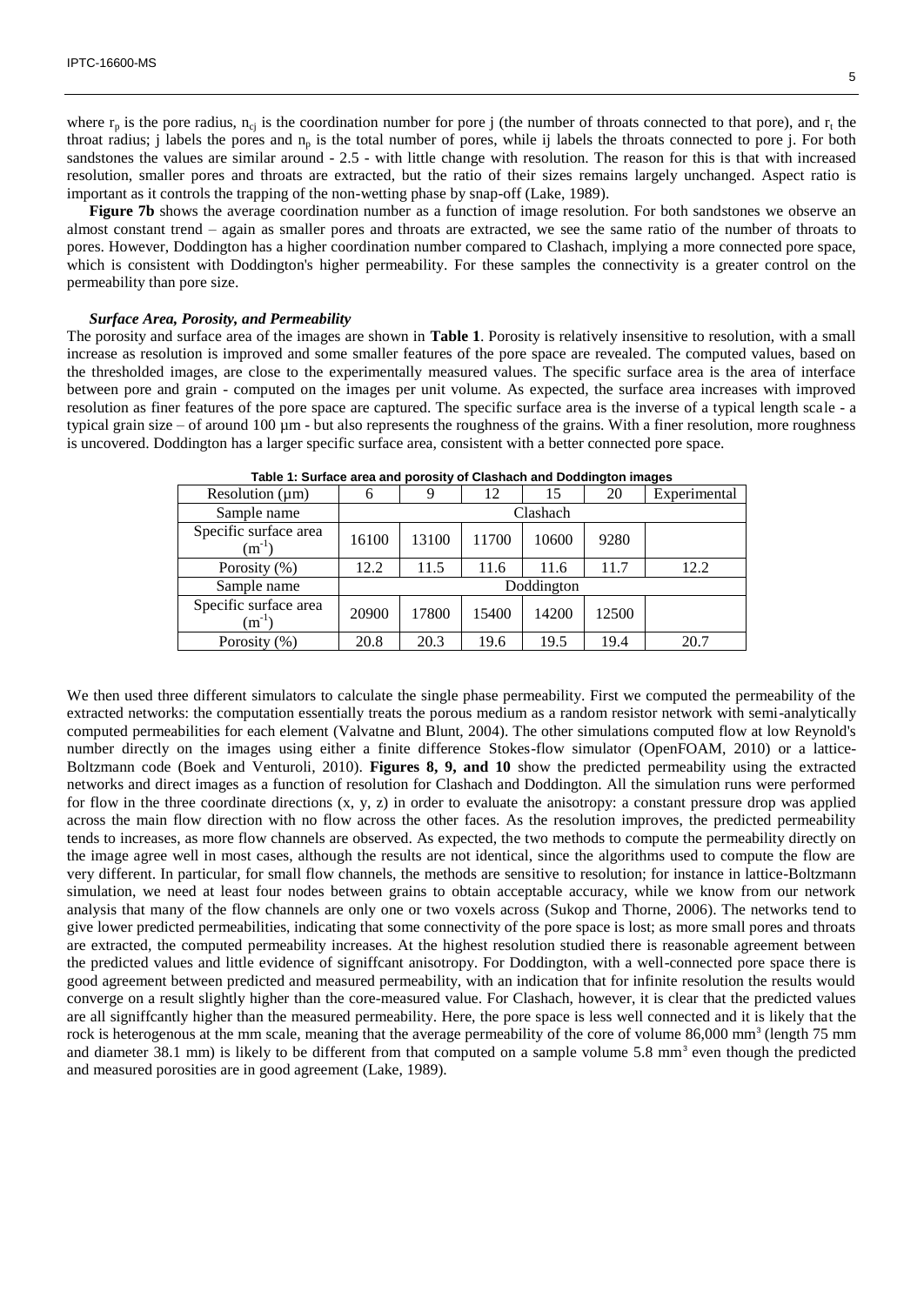where $r_p$ is the pore radius, $n_{cj}$ is the coordination number for pore j (the number of throats connected to that pore), and $r_t$ the throat radius; j labels the pores and $n_p$ is the total number of pores, while ij labels the throats connected to pore j. For both sandstones the values are similar around - 2.5 - with little change with resolution. The reason for this is that with increased resolution, smaller pores and throats are extracted, but the ratio of their sizes remains largely unchanged. Aspect ratio is important as it controls the trapping of the non-wetting phase by snap-off (Lake, 1989).

**Figure 7b** shows the average coordination number as a function of image resolution. For both sandstones we observe an almost constant trend – again as smaller pores and throats are extracted, we see the same ratio of the number of throats to pores. However, Doddington has a higher coordination number compared to Clashach, implying a more connected pore space, which is consistent with Doddington's higher permeability. For these samples the connectivity is a greater control on the permeability than pore size.

### *Surface Area, Porosity, and Permeability*

The porosity and surface area of the images are shown in **Table 1**. Porosity is relatively insensitive to resolution, with a small increase as resolution is improved and some smaller features of the pore space are revealed. The computed values, based on the thresholded images, are close to the experimentally measured values. The specific surface area is the area of interface between pore and grain - computed on the images per unit volume. As expected, the surface area increases with improved resolution as finer features of the pore space are captured. The specific surface area is the inverse of a typical length scale - a typical grain size – of around 100 µm - but also represents the roughness of the grains. With a finer resolution, more roughness is uncovered. Doddington has a larger specific surface area, consistent with a better connected pore space.

**Table 1: Surface area and porosity of Clashach and Doddington images**

| Resolution (µm) | 6 | 9 | 12 | 15 | 20 | Experimental |
|---|---|---|---|---|---|---|
| Sample name | Clashach | | | | | |
| Specific surface area ($m^{-1}$) | 16100 | 13100 | 11700 | 10600 | 9280 | |
| Porosity (%) | 12.2 | 11.5 | 11.6 | 11.6 | 11.7 | 12.2 |
| Sample name | Doddington | | | | | |
| Specific surface area ($m^{-1}$) | 20900 | 17800 | 15400 | 14200 | 12500 | |
| Porosity (%) | 20.8 | 20.3 | 19.6 | 19.5 | 19.4 | 20.7 |

We then used three different simulators to calculate the single phase permeability. First we computed the permeability of the extracted networks: the computation essentially treats the porous medium as a random resistor network with semi-analytically computed permeabilities for each element (Valvatne and Blunt, 2004). The other simulations computed flow at low Reynold's number directly on the images using either a finite difference Stokes-flow simulator (OpenFOAM, 2010) or a lattice-Boltzmann code (Boek and Venturoli, 2010). **Figures 8, 9, and 10** show the predicted permeability using the extracted networks and direct images as a function of resolution for Clashach and Doddington. All the simulation runs were performed for flow in the three coordinate directions (x, y, z) in order to evaluate the anisotropy: a constant pressure drop was applied across the main flow direction with no flow across the other faces. As the resolution improves, the predicted permeability tends to increases, as more flow channels are observed. As expected, the two methods to compute the permeability directly on the image agree well in most cases, although the results are not identical, since the algorithms used to compute the flow are very different. In particular, for small flow channels, the methods are sensitive to resolution; for instance in lattice-Boltzmann simulation, we need at least four nodes between grains to obtain acceptable accuracy, while we know from our network analysis that many of the flow channels are only one or two voxels across (Sukop and Thorne, 2006). The networks tend to give lower predicted permeabilities, indicating that some connectivity of the pore space is lost; as more small pores and throats are extracted, the computed permeability increases. At the highest resolution studied there is reasonable agreement between the predicted values and little evidence of signiffcant anisotropy. For Doddington, with a well-connected pore space there is good agreement between predicted and measured permeability, with an indication that for infinite resolution the results would converge on a result slightly higher than the core-measured value. For Clashach, however, it is clear that the predicted values are all signiffcantly higher than the measured permeability. Here, the pore space is less well connected and it is likely that the rock is heterogenous at the mm scale, meaning that the average permeability of the core of volume 86,000 $mm^3$ (length 75 mm and diameter 38.1 mm) is likely to be different from that computed on a sample volume 5.8 $mm^3$ even though the predicted and measured porosities are in good agreement (Lake, 1989).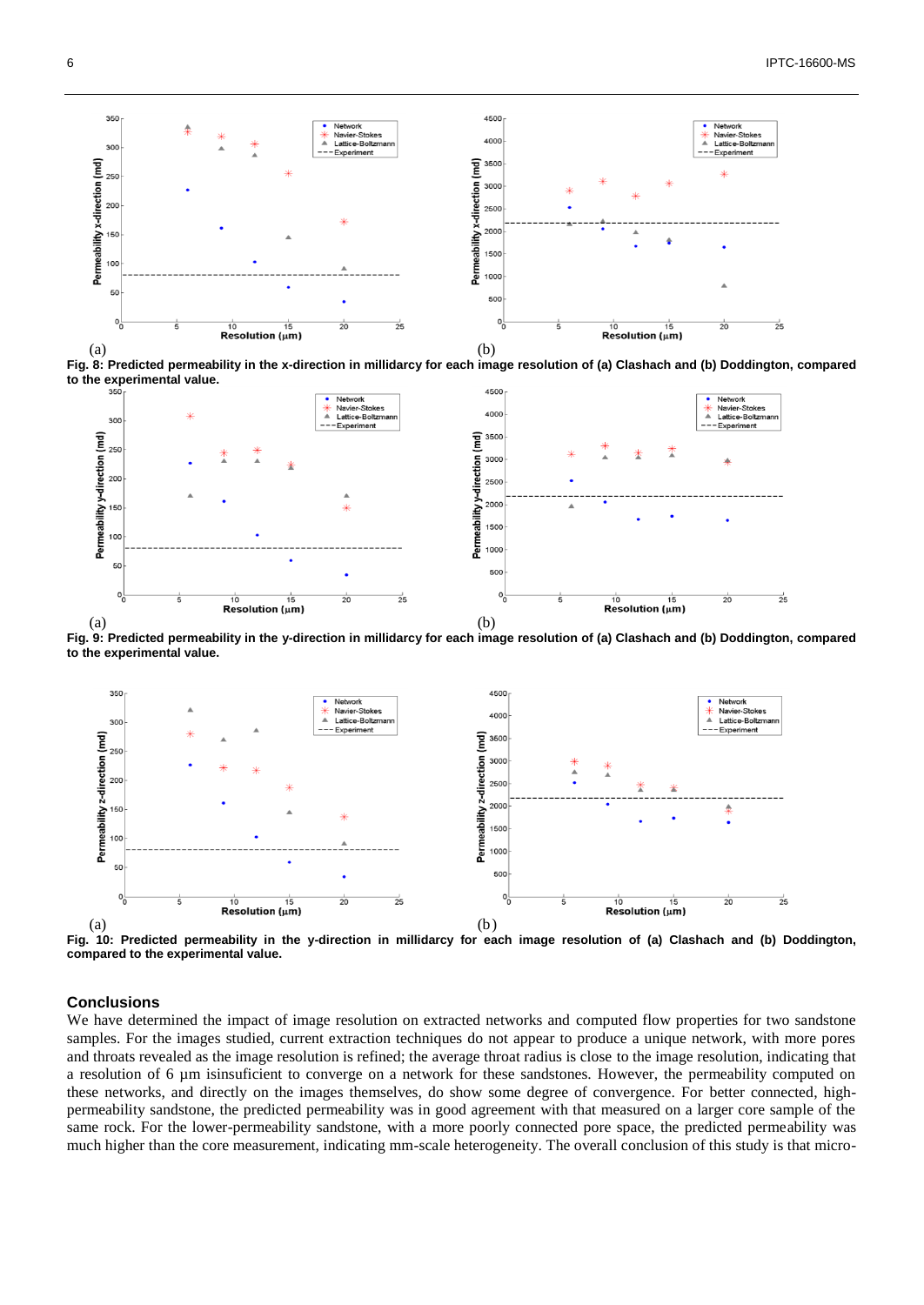(a) (b)

**Fig. 8: Predicted permeability in the x-direction in millidarcy for each image resolution of (a) Clashach and (b) Doddington, compared to the experimental value.**

(a) (b)

**Fig. 9: Predicted permeability in the y-direction in millidarcy for each image resolution of (a) Clashach and (b) Doddington, compared to the experimental value.**

(a) (b)

**Fig. 10: Predicted permeability in the y-direction in millidarcy for each image resolution of (a) Clashach and (b) Doddington, compared to the experimental value.**

## Conclusions

We have determined the impact of image resolution on extracted networks and computed flow properties for two sandstone samples. For the images studied, current extraction techniques do not appear to produce a unique network, with more pores and throats revealed as the image resolution is refined; the average throat radius is close to the image resolution, indicating that a resolution of 6 μm isinsuficient to converge on a network for these sandstones. However, the permeability computed on these networks, and directly on the images themselves, do show some degree of convergence. For better connected, high-permeability sandstone, the predicted permeability was in good agreement with that measured on a larger core sample of the same rock. For the lower-permeability sandstone, with a more poorly connected pore space, the predicted permeability was much higher than the core measurement, indicating mm-scale heterogeneity. The overall conclusion of this study is that micro-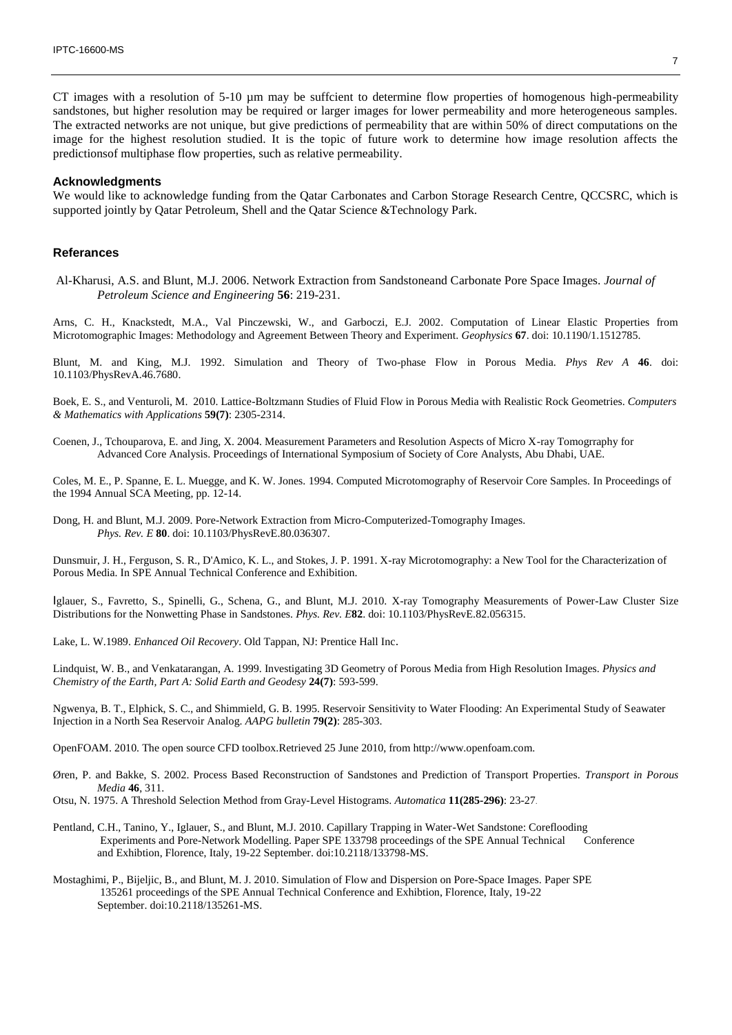CT images with a resolution of 5-10 µm may be suffcient to determine flow properties of homogenous high-permeability sandstones, but higher resolution may be required or larger images for lower permeability and more heterogeneous samples. The extracted networks are not unique, but give predictions of permeability that are within 50% of direct computations on the image for the highest resolution studied. It is the topic of future work to determine how image resolution affects the predictionsof multiphase flow properties, such as relative permeability.

## Acknowledgments

We would like to acknowledge funding from the Qatar Carbonates and Carbon Storage Research Centre, QCCSRC, which is supported jointly by Qatar Petroleum, Shell and the Qatar Science &Technology Park.

## Referances

Al-Kharusi, A.S. and Blunt, M.J. 2006. Network Extraction from Sandstoneand Carbonate Pore Space Images. *Journal of Petroleum Science and Engineering* **56**: 219-231.

Arns, C. H., Knackstedt, M.A., Val Pinczewski, W., and Garboczi, E.J. 2002. Computation of Linear Elastic Properties from Microtomographic Images: Methodology and Agreement Between Theory and Experiment. *Geophysics* **67**. doi: 10.1190/1.1512785.

Blunt, M. and King, M.J. 1992. Simulation and Theory of Two-phase Flow in Porous Media. *Phys Rev A* **46**. doi: 10.1103/PhysRevA.46.7680.

Boek, E. S., and Venturoli, M. 2010. Lattice-Boltzmann Studies of Fluid Flow in Porous Media with Realistic Rock Geometries. *Computers & Mathematics with Applications* **59(7)**: 2305-2314.

Coenen, J., Tchouparova, E. and Jing, X. 2004. Measurement Parameters and Resolution Aspects of Micro X-ray Tomogrraphy for Advanced Core Analysis. Proceedings of International Symposium of Society of Core Analysts, Abu Dhabi, UAE.

Coles, M. E., P. Spanne, E. L. Muegge, and K. W. Jones. 1994. Computed Microtomography of Reservoir Core Samples. In Proceedings of the 1994 Annual SCA Meeting, pp. 12-14.

Dong, H. and Blunt, M.J. 2009. Pore-Network Extraction from Micro-Computerized-Tomography Images. *Phys. Rev. E* **80**. doi: 10.1103/PhysRevE.80.036307.

Dunsmuir, J. H., Ferguson, S. R., D'Amico, K. L., and Stokes, J. P. 1991. X-ray Microtomography: a New Tool for the Characterization of Porous Media. In SPE Annual Technical Conference and Exhibition.

Iglauer, S., Favretto, S., Spinelli, G., Schena, G., and Blunt, M.J. 2010. X-ray Tomography Measurements of Power-Law Cluster Size Distributions for the Nonwetting Phase in Sandstones. *Phys. Rev. E***82**. doi: 10.1103/PhysRevE.82.056315.

Lake, L. W.1989. *Enhanced Oil Recovery*. Old Tappan, NJ: Prentice Hall Inc.

Lindquist, W. B., and Venkatarangan, A. 1999. Investigating 3D Geometry of Porous Media from High Resolution Images. *Physics and Chemistry of the Earth, Part A: Solid Earth and Geodesy* **24(7)**: 593-599.

Ngwenya, B. T., Elphick, S. C., and Shimmield, G. B. 1995. Reservoir Sensitivity to Water Flooding: An Experimental Study of Seawater Injection in a North Sea Reservoir Analog. *AAPG bulletin* **79(2)**: 285-303.

OpenFOAM. 2010. The open source CFD toolbox.Retrieved 25 June 2010, from http://www.openfoam.com.

Øren, P. and Bakke, S. 2002. Process Based Reconstruction of Sandstones and Prediction of Transport Properties. *Transport in Porous Media* **46**, 311.

Otsu, N. 1975. A Threshold Selection Method from Gray-Level Histograms. *Automatica* **11(285-296)**: 23-27.

Pentland, C.H., Tanino, Y., Iglauer, S., and Blunt, M.J. 2010. Capillary Trapping in Water-Wet Sandstone: Coreflooding Experiments and Pore-Network Modelling. Paper SPE 133798 proceedings of the SPE Annual Technical Conference and Exhibtion, Florence, Italy, 19-22 September. doi:10.2118/133798-MS.

Mostaghimi, P., Bijeljic, B., and Blunt, M. J. 2010. Simulation of Flow and Dispersion on Pore-Space Images. Paper SPE 135261 proceedings of the SPE Annual Technical Conference and Exhibtion, Florence, Italy, 19-22 September. doi:10.2118/135261-MS.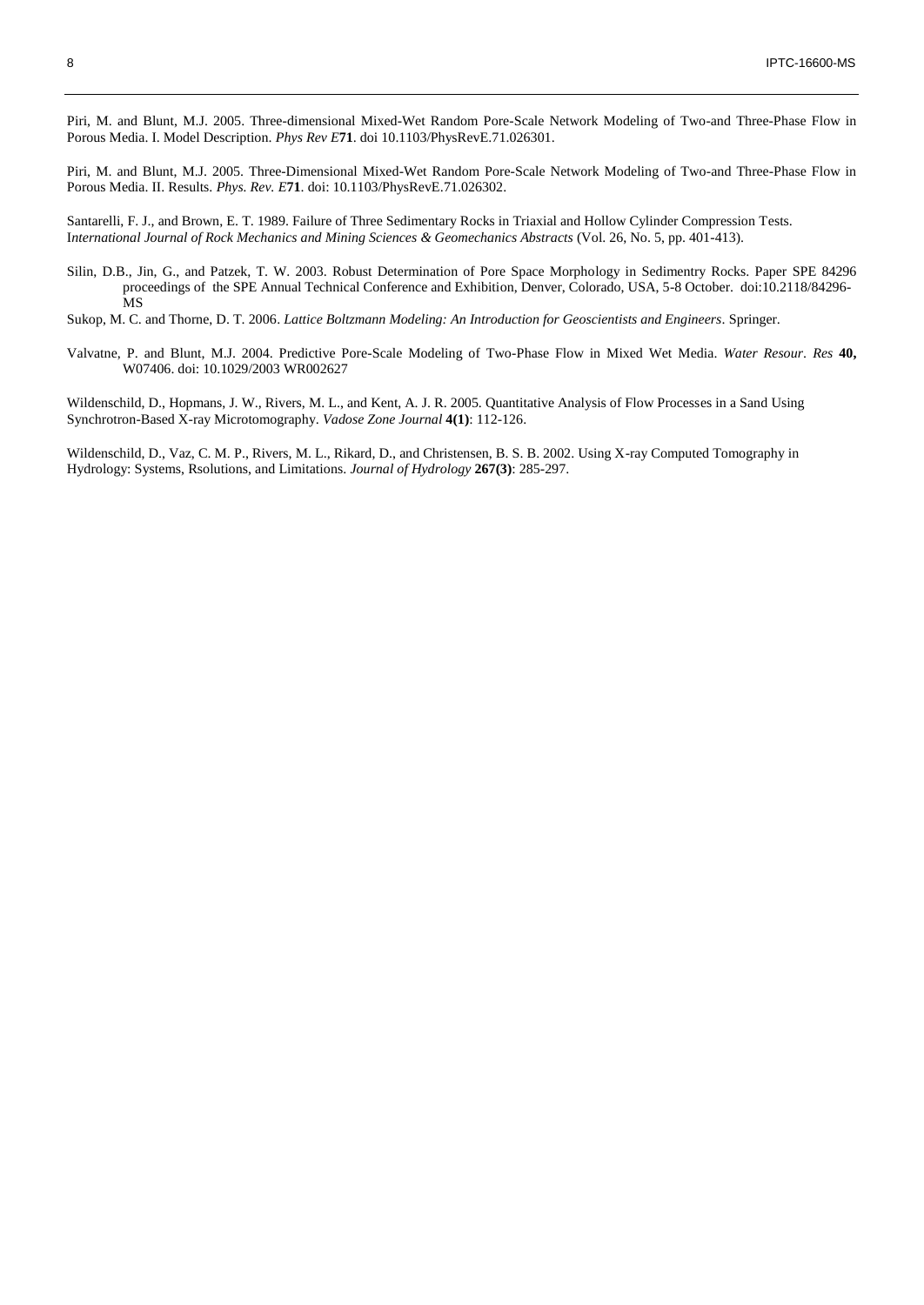Piri, M. and Blunt, M.J. 2005. Three-dimensional Mixed-Wet Random Pore-Scale Network Modeling of Two-and Three-Phase Flow in Porous Media. I. Model Description. *Phys Rev E***71**. doi 10.1103/PhysRevE.71.026301.

Piri, M. and Blunt, M.J. 2005. Three-Dimensional Mixed-Wet Random Pore-Scale Network Modeling of Two-and Three-Phase Flow in Porous Media. II. Results. *Phys. Rev. E***71**. doi: 10.1103/PhysRevE.71.026302.

Santarelli, F. J., and Brown, E. T. 1989. Failure of Three Sedimentary Rocks in Triaxial and Hollow Cylinder Compression Tests. I*nternational Journal of Rock Mechanics and Mining Sciences & Geomechanics Abstracts* (Vol. 26, No. 5, pp. 401-413).

Silin, D.B., Jin, G., and Patzek, T. W. 2003. Robust Determination of Pore Space Morphology in Sedimentry Rocks. Paper SPE 84296 proceedings of the SPE Annual Technical Conference and Exhibition, Denver, Colorado, USA, 5-8 October. doi:10.2118/84296-MS

Sukop, M. C. and Thorne, D. T. 2006. *Lattice Boltzmann Modeling: An Introduction for Geoscientists and Engineers*. Springer.

Valvatne, P. and Blunt, M.J. 2004. Predictive Pore-Scale Modeling of Two-Phase Flow in Mixed Wet Media. *Water Resour. Res* **40,** W07406. doi: 10.1029/2003 WR002627

Wildenschild, D., Hopmans, J. W., Rivers, M. L., and Kent, A. J. R. 2005. Quantitative Analysis of Flow Processes in a Sand Using Synchrotron-Based X-ray Microtomography. *Vadose Zone Journal* **4(1)**: 112-126.

Wildenschild, D., Vaz, C. M. P., Rivers, M. L., Rikard, D., and Christensen, B. S. B. 2002. Using X-ray Computed Tomography in Hydrology: Systems, Rsolutions, and Limitations. *Journal of Hydrology* **267(3)**: 285-297.